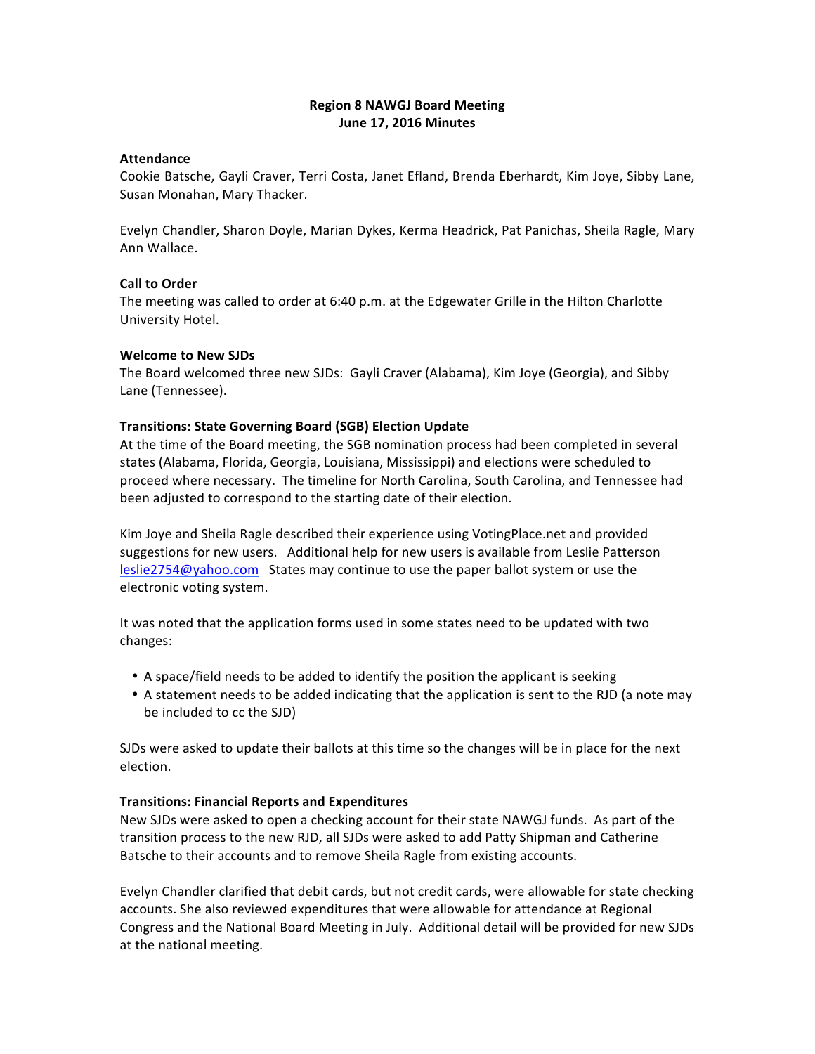# Region 8 NAWGJ Board Meeting
## June 17, 2016 Minutes

**Attendance**

Cookie Batsche, Gayli Craver, Terri Costa, Janet Efland, Brenda Eberhardt, Kim Joye, Sibby Lane, Susan Monahan, Mary Thacker.

Evelyn Chandler, Sharon Doyle, Marian Dykes, Kerma Headrick, Pat Panichas, Sheila Ragle, Mary Ann Wallace.

**Call to Order**

The meeting was called to order at 6:40 p.m. at the Edgewater Grille in the Hilton Charlotte University Hotel.

**Welcome to New SJDs**

The Board welcomed three new SJDs: Gayli Craver (Alabama), Kim Joye (Georgia), and Sibby Lane (Tennessee).

**Transitions: State Governing Board (SGB) Election Update**

At the time of the Board meeting, the SGB nomination process had been completed in several states (Alabama, Florida, Georgia, Louisiana, Mississippi) and elections were scheduled to proceed where necessary. The timeline for North Carolina, South Carolina, and Tennessee had been adjusted to correspond to the starting date of their election.

Kim Joye and Sheila Ragle described their experience using VotingPlace.net and provided suggestions for new users. Additional help for new users is available from Leslie Patterson leslie2754@yahoo.com States may continue to use the paper ballot system or use the electronic voting system.

It was noted that the application forms used in some states need to be updated with two changes:

- A space/field needs to be added to identify the position the applicant is seeking
- A statement needs to be added indicating that the application is sent to the RJD (a note may be included to cc the SJD)

SJDs were asked to update their ballots at this time so the changes will be in place for the next election.

**Transitions: Financial Reports and Expenditures**

New SJDs were asked to open a checking account for their state NAWGJ funds. As part of the transition process to the new RJD, all SJDs were asked to add Patty Shipman and Catherine Batsche to their accounts and to remove Sheila Ragle from existing accounts.

Evelyn Chandler clarified that debit cards, but not credit cards, were allowable for state checking accounts. She also reviewed expenditures that were allowable for attendance at Regional Congress and the National Board Meeting in July. Additional detail will be provided for new SJDs at the national meeting.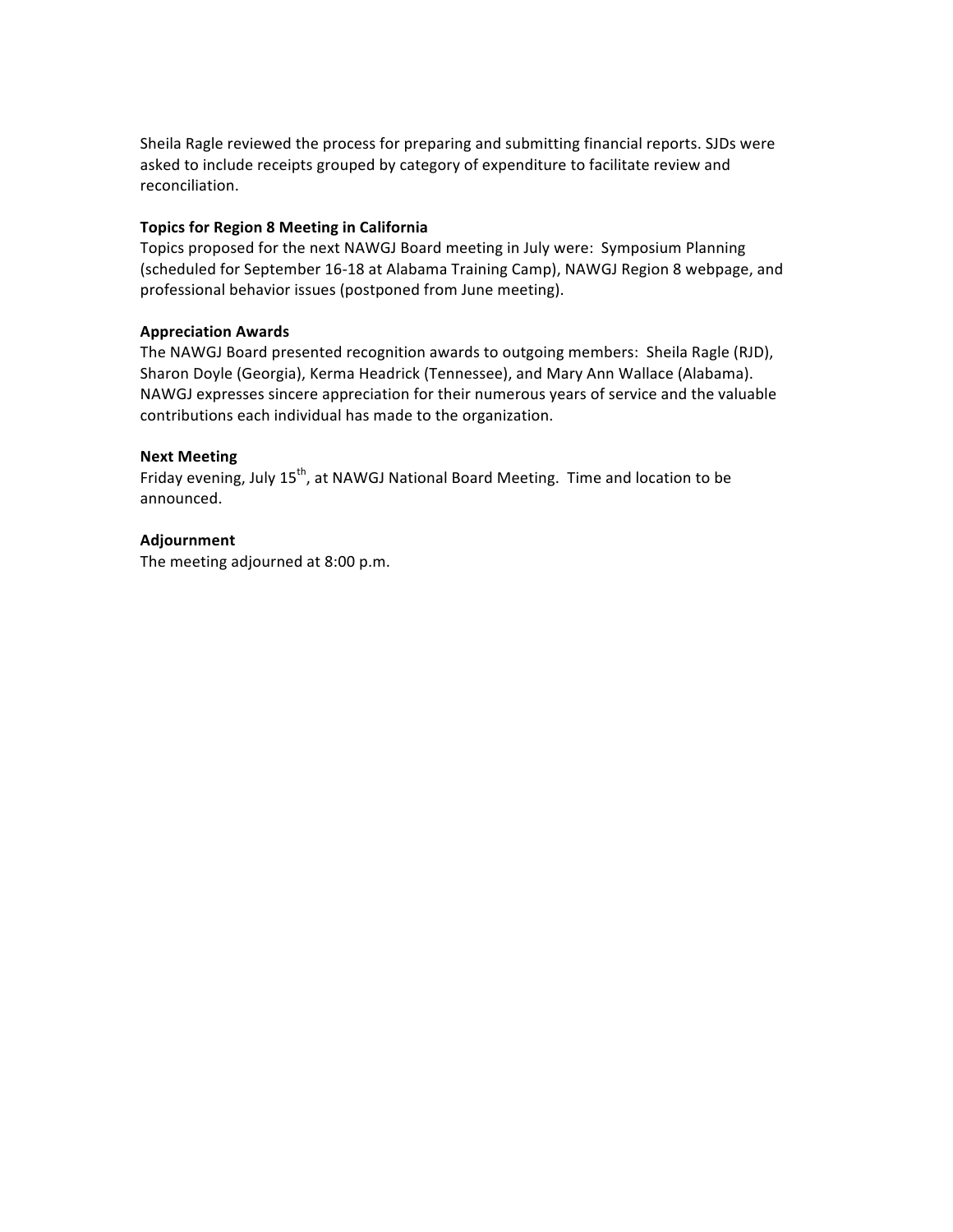Sheila Ragle reviewed the process for preparing and submitting financial reports. SJDs were asked to include receipts grouped by category of expenditure to facilitate review and reconciliation.

**Topics for Region 8 Meeting in California**

Topics proposed for the next NAWGJ Board meeting in July were: Symposium Planning (scheduled for September 16-18 at Alabama Training Camp), NAWGJ Region 8 webpage, and professional behavior issues (postponed from June meeting).

**Appreciation Awards**

The NAWGJ Board presented recognition awards to outgoing members: Sheila Ragle (RJD), Sharon Doyle (Georgia), Kerma Headrick (Tennessee), and Mary Ann Wallace (Alabama). NAWGJ expresses sincere appreciation for their numerous years of service and the valuable contributions each individual has made to the organization.

**Next Meeting**

Friday evening, July 15th, at NAWGJ National Board Meeting. Time and location to be announced.

**Adjournment**

The meeting adjourned at 8:00 p.m.